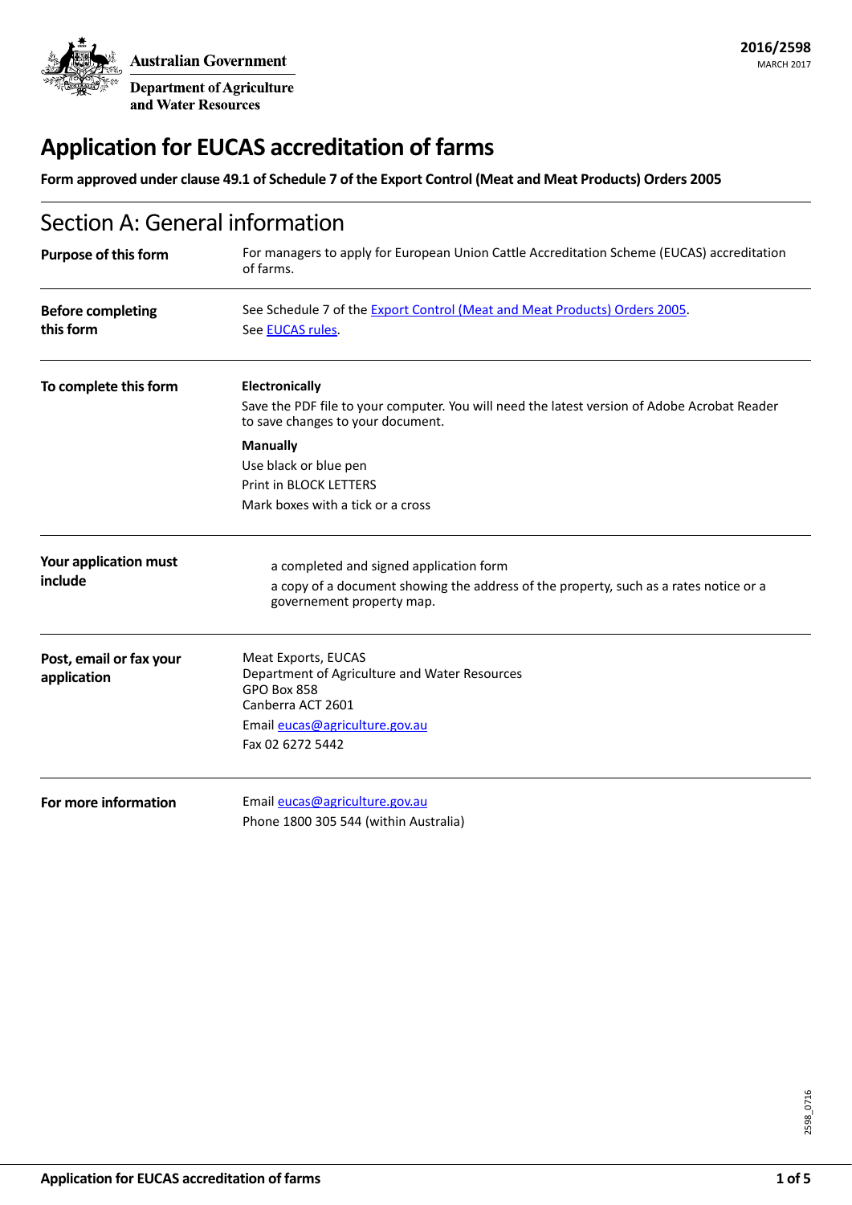Australian Government

Department of Agriculture and Water Resources

**2016/2598**
MARCH 2017

# Application for EUCAS accreditation of farms

**Form approved under clause 49.1 of Schedule 7 of the Export Control (Meat and Meat Products) Orders 2005**

## Section A: General information

**Purpose of this form**

For managers to apply for European Union Cattle Accreditation Scheme (EUCAS) accreditation of farms.

**Before completing this form**

See Schedule 7 of the Export Control (Meat and Meat Products) Orders 2005.
See EUCAS rules.

**To complete this form**

**Electronically**
Save the PDF file to your computer. You will need the latest version of Adobe Acrobat Reader to save changes to your document.

**Manually**
Use black or blue pen
Print in BLOCK LETTERS
Mark boxes with a tick or a cross

**Your application must include**

- a completed and signed application form
- a copy of a document showing the address of the property, such as a rates notice or a governement property map.

**Post, email or fax your application**

Meat Exports, EUCAS
Department of Agriculture and Water Resources
GPO Box 858
Canberra ACT 2601
Email eucas@agriculture.gov.au
Fax 02 6272 5442

**For more information**

Email eucas@agriculture.gov.au
Phone 1800 305 544 (within Australia)

2598_0716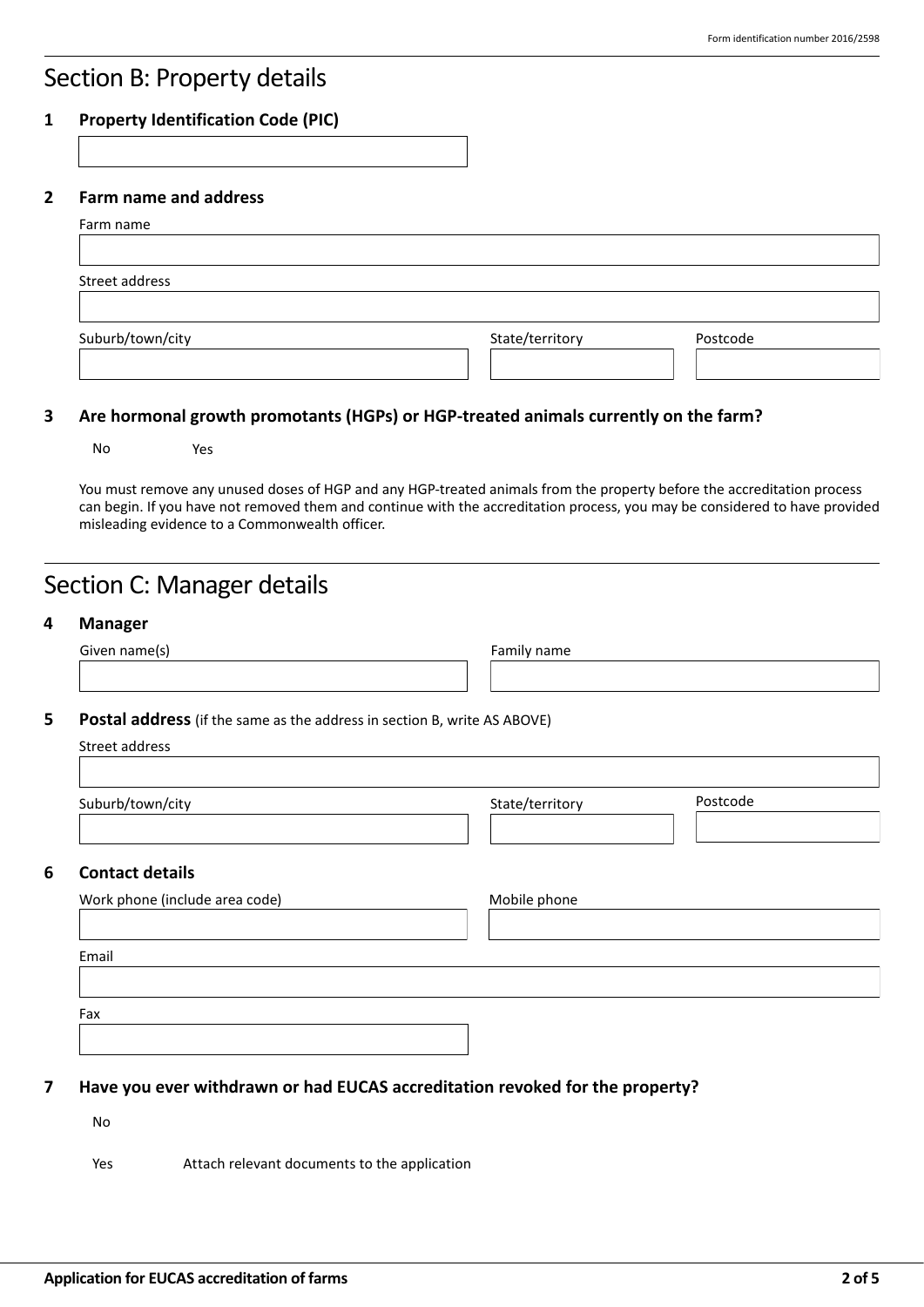## Section B: Property details

### 1 Property Identification Code (PIC)

### 2 Farm name and address

Farm name

Street address

Suburb/town/city

State/territory

Postcode

### 3 Are hormonal growth promotants (HGPs) or HGP-treated animals currently on the farm?

No

Yes

You must remove any unused doses of HGP and any HGP-treated animals from the property before the accreditation process can begin. If you have not removed them and continue with the accreditation process, you may be considered to have provided misleading evidence to a Commonwealth officer.

## Section C: Manager details

### 4 Manager

Given name(s)

Family name

### 5 Postal address (if the same as the address in section B, write AS ABOVE)

Street address

Suburb/town/city

State/territory

Postcode

### 6 Contact details

Work phone (include area code)

Mobile phone

Email

Fax

### 7 Have you ever withdrawn or had EUCAS accreditation revoked for the property?

No

Yes — Attach relevant documents to the application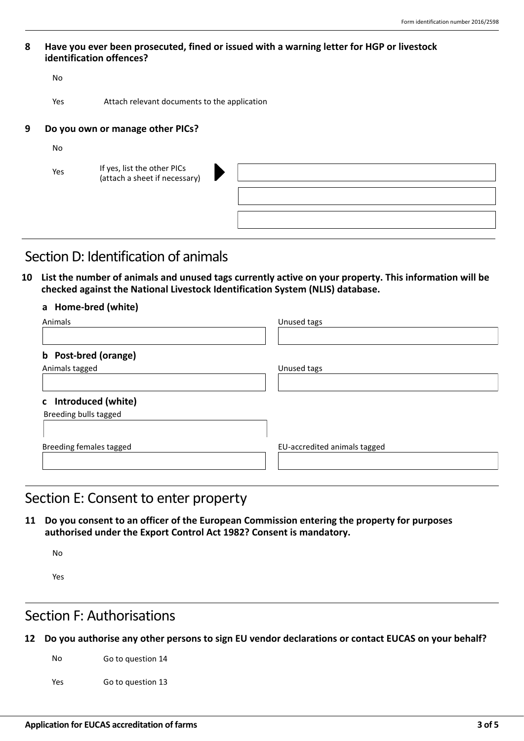**8 Have you ever been prosecuted, fined or issued with a warning letter for HGP or livestock identification offences?**

No

Yes — Attach relevant documents to the application

**9 Do you own or manage other PICs?**

No

Yes — If yes, list the other PICs (attach a sheet if necessary)

## Section D: Identification of animals

**10 List the number of animals and unused tags currently active on your property. This information will be checked against the National Livestock Identification System (NLIS) database.**

**a Home-bred (white)**

Animals

Unused tags

**b Post-bred (orange)**

Animals tagged

Unused tags

**c Introduced (white)**

Breeding bulls tagged

Breeding females tagged

EU-accredited animals tagged

## Section E: Consent to enter property

**11 Do you consent to an officer of the European Commission entering the property for purposes authorised under the Export Control Act 1982? Consent is mandatory.**

No

Yes

## Section F: Authorisations

**12 Do you authorise any other persons to sign EU vendor declarations or contact EUCAS on your behalf?**

No — Go to question 14

Yes — Go to question 13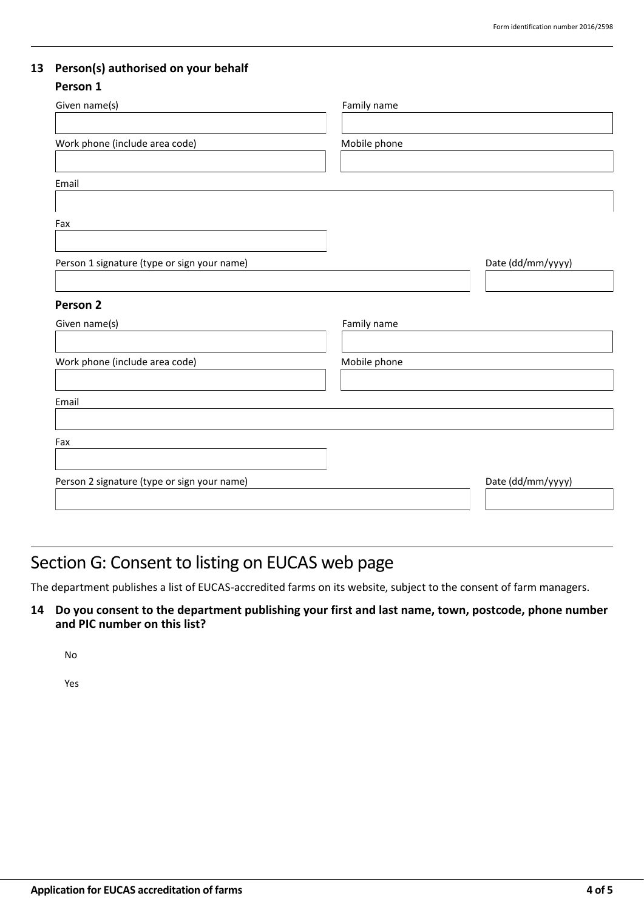## 13 Person(s) authorised on your behalf

### Person 1

Given name(s)

Family name

Work phone (include area code)

Mobile phone

Email

Fax

Person 1 signature (type or sign your name)

Date (dd/mm/yyyy)

### Person 2

Given name(s)

Family name

Work phone (include area code)

Mobile phone

Email

Fax

Person 2 signature (type or sign your name)

Date (dd/mm/yyyy)

# Section G: Consent to listing on EUCAS web page

The department publishes a list of EUCAS-accredited farms on its website, subject to the consent of farm managers.

**14 Do you consent to the department publishing your first and last name, town, postcode, phone number and PIC number on this list?**

No

Yes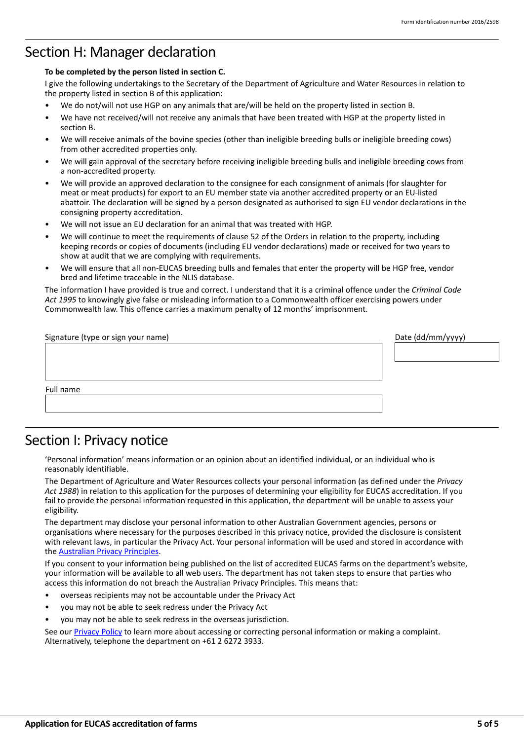## Section H: Manager declaration

**To be completed by the person listed in section C.**

I give the following undertakings to the Secretary of the Department of Agriculture and Water Resources in relation to the property listed in section B of this application:

- We do not/will not use HGP on any animals that are/will be held on the property listed in section B.
- We have not received/will not receive any animals that have been treated with HGP at the property listed in section B.
- We will receive animals of the bovine species (other than ineligible breeding bulls or ineligible breeding cows) from other accredited properties only.
- We will gain approval of the secretary before receiving ineligible breeding bulls and ineligible breeding cows from a non-accredited property.
- We will provide an approved declaration to the consignee for each consignment of animals (for slaughter for meat or meat products) for export to an EU member state via another accredited property or an EU-listed abattoir. The declaration will be signed by a person designated as authorised to sign EU vendor declarations in the consigning property accreditation.
- We will not issue an EU declaration for an animal that was treated with HGP.
- We will continue to meet the requirements of clause 52 of the Orders in relation to the property, including keeping records or copies of documents (including EU vendor declarations) made or received for two years to show at audit that we are complying with requirements.
- We will ensure that all non-EUCAS breeding bulls and females that enter the property will be HGP free, vendor bred and lifetime traceable in the NLIS database.

The information I have provided is true and correct. I understand that it is a criminal offence under the *Criminal Code Act 1995* to knowingly give false or misleading information to a Commonwealth officer exercising powers under Commonwealth law. This offence carries a maximum penalty of 12 months' imprisonment.

Signature (type or sign your name)

Date (dd/mm/yyyy)

Full name

## Section I: Privacy notice

'Personal information' means information or an opinion about an identified individual, or an individual who is reasonably identifiable.

The Department of Agriculture and Water Resources collects your personal information (as defined under the *Privacy Act 1988*) in relation to this application for the purposes of determining your eligibility for EUCAS accreditation. If you fail to provide the personal information requested in this application, the department will be unable to assess your eligibility.

The department may disclose your personal information to other Australian Government agencies, persons or organisations where necessary for the purposes described in this privacy notice, provided the disclosure is consistent with relevant laws, in particular the Privacy Act. Your personal information will be used and stored in accordance with the Australian Privacy Principles.

If you consent to your information being published on the list of accredited EUCAS farms on the department's website, your information will be available to all web users. The department has not taken steps to ensure that parties who access this information do not breach the Australian Privacy Principles. This means that:

- overseas recipients may not be accountable under the Privacy Act
- you may not be able to seek redress under the Privacy Act
- you may not be able to seek redress in the overseas jurisdiction.

See our Privacy Policy to learn more about accessing or correcting personal information or making a complaint. Alternatively, telephone the department on +61 2 6272 3933.